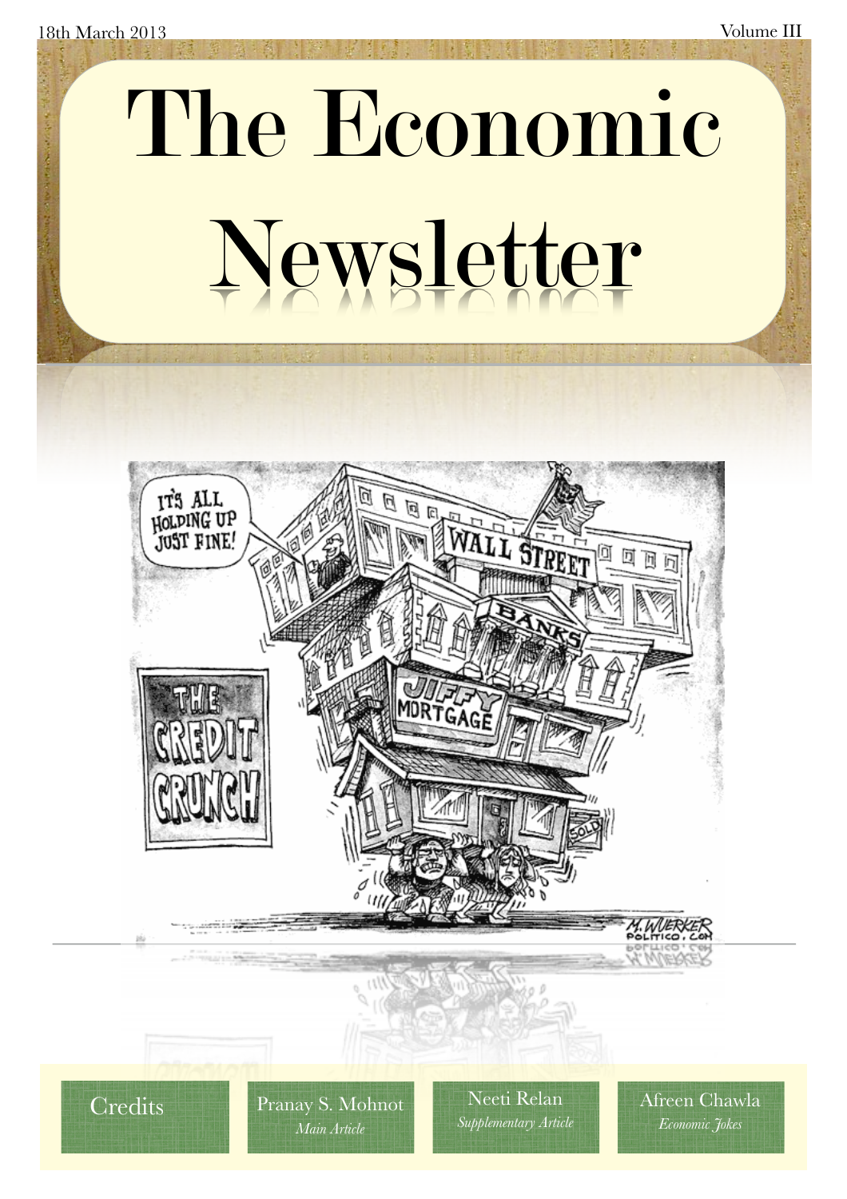18th March 2013

Volume III

# The Economic Newsletter

| Credits | Pranay S. Mohnot | Neeti Relan | Afreen Chawla |
| --- | --- | --- | --- |
| | *Main Article* | *Supplementary Article* | *Economic Jokes* |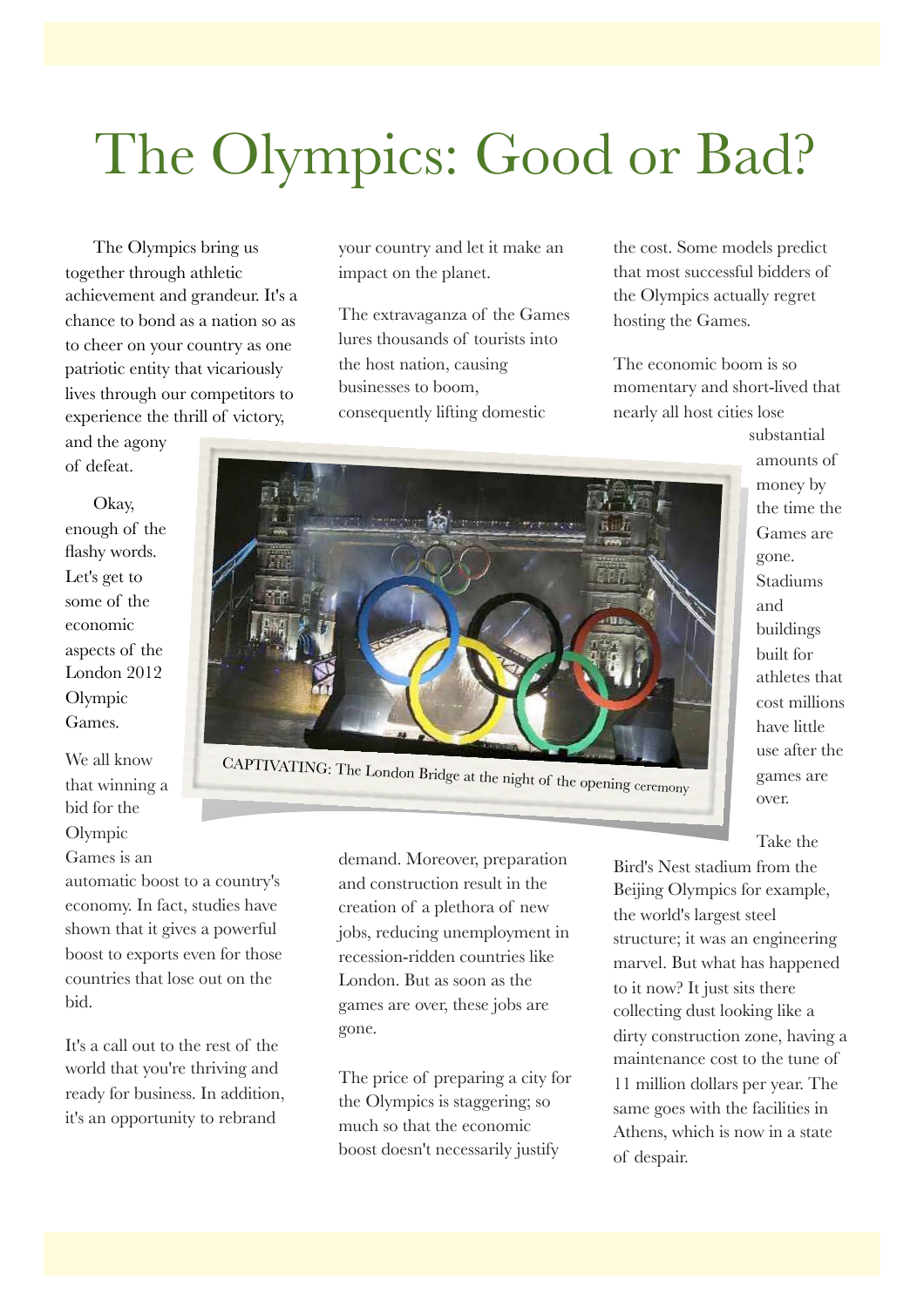# The Olympics: Good or Bad?

The Olympics bring us together through athletic achievement and grandeur. It's a chance to bond as a nation so as to cheer on your country as one patriotic entity that vicariously lives through our competitors to experience the thrill of victory, and the agony of defeat.

Okay, enough of the flashy words. Let's get to some of the economic aspects of the London 2012 Olympic Games.

We all know that winning a bid for the Olympic Games is an automatic boost to a country's economy. In fact, studies have shown that it gives a powerful boost to exports even for those countries that lose out on the bid.

It's a call out to the rest of the world that you're thriving and ready for business. In addition, it's an opportunity to rebrand your country and let it make an impact on the planet.

The extravaganza of the Games lures thousands of tourists into the host nation, causing businesses to boom, consequently lifting domestic demand. Moreover, preparation and construction result in the creation of a plethora of new jobs, reducing unemployment in recession-ridden countries like London. But as soon as the games are over, these jobs are gone.

The price of preparing a city for the Olympics is staggering; so much so that the economic boost doesn't necessarily justify the cost. Some models predict that most successful bidders of the Olympics actually regret hosting the Games.

The economic boom is so momentary and short-lived that nearly all host cities lose substantial amounts of money by the time the Games are gone. Stadiums and buildings built for athletes that cost millions have little use after the games are over.

CAPTIVATING: The London Bridge at the night of the opening ceremony

Take the Bird's Nest stadium from the Beijing Olympics for example, the world's largest steel structure; it was an engineering marvel. But what has happened to it now? It just sits there collecting dust looking like a dirty construction zone, having a maintenance cost to the tune of 11 million dollars per year. The same goes with the facilities in Athens, which is now in a state of despair.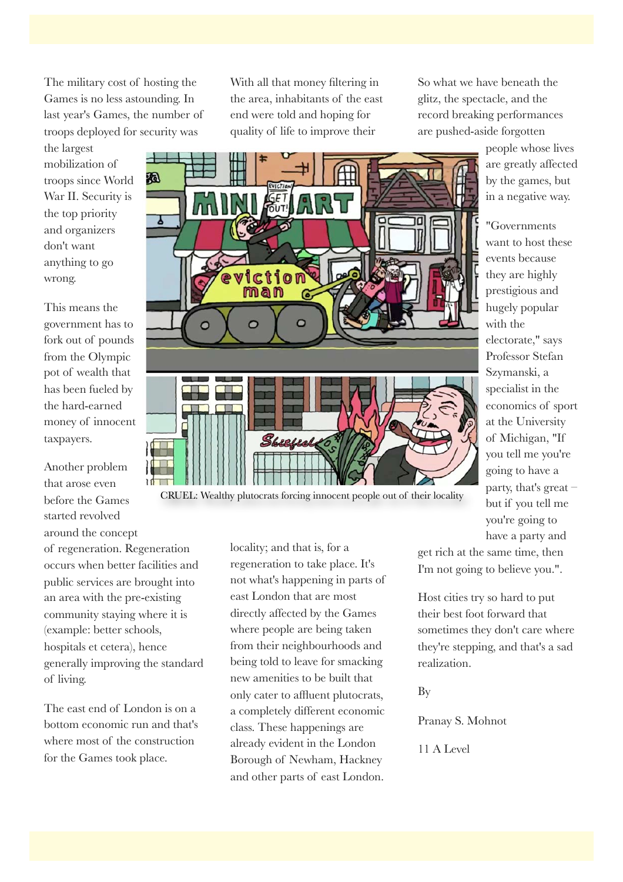The military cost of hosting the Games is no less astounding. In last year's Games, the number of troops deployed for security was the largest mobilization of troops since World War II. Security is the top priority and organizers don't want anything to go wrong.

This means the government has to fork out of pounds from the Olympic pot of wealth that has been fueled by the hard-earned money of innocent taxpayers.

Another problem that arose even before the Games started revolved around the concept of regeneration. Regeneration occurs when better facilities and public services are brought into an area with the pre-existing community staying where it is (example: better schools, hospitals et cetera), hence generally improving the standard of living.

The east end of London is on a bottom economic run and that's where most of the construction for the Games took place.

With all that money filtering in the area, inhabitants of the east end were told and hoping for quality of life to improve their locality; and that is, for a regeneration to take place. It's not what's happening in parts of east London that are most directly affected by the Games where people are being taken from their neighbourhoods and being told to leave for smacking new amenities to be built that only cater to affluent plutocrats, a completely different economic class. These happenings are already evident in the London Borough of Newham, Hackney and other parts of east London.

CRUEL: Wealthy plutocrats forcing innocent people out of their locality

So what we have beneath the glitz, the spectacle, and the record breaking performances are pushed-aside forgotten people whose lives are greatly affected by the games, but in a negative way.

"Governments want to host these events because they are highly prestigious and hugely popular with the electorate," says Professor Stefan Szymanski, a specialist in the economics of sport at the University of Michigan, "If you tell me you're going to have a party, that's great – but if you tell me you're going to have a party and get rich at the same time, then I'm not going to believe you.".

Host cities try so hard to put their best foot forward that sometimes they don't care where they're stepping, and that's a sad realization.

By

Pranay S. Mohnot

11 A Level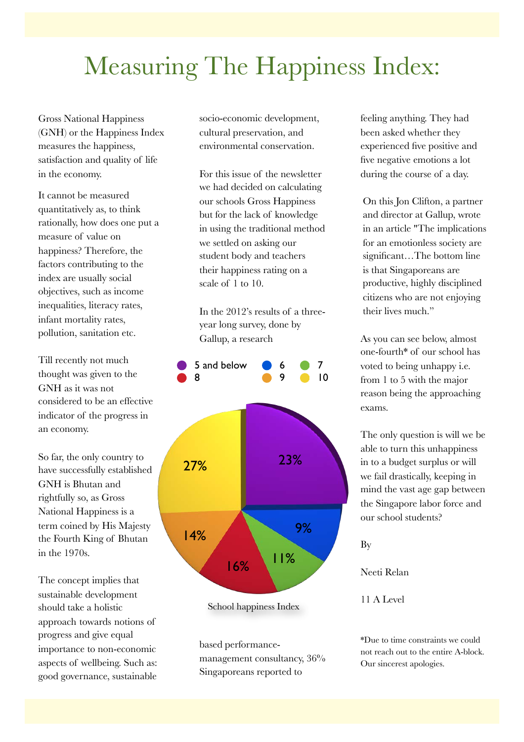# Measuring The Happiness Index:

Gross National Happiness (GNH) or the Happiness Index measures the happiness, satisfaction and quality of life in the economy.

It cannot be measured quantitatively as, to think rationally, how does one put a measure of value on happiness? Therefore, the factors contributing to the index are usually social objectives, such as income inequalities, literacy rates, infant mortality rates, pollution, sanitation etc.

Till recently not much thought was given to the GNH as it was not considered to be an effective indicator of the progress in an economy.

So far, the only country to have successfully established GNH is Bhutan and rightfully so, as Gross National Happiness is a term coined by His Majesty the Fourth King of Bhutan in the 1970s.

The concept implies that sustainable development should take a holistic approach towards notions of progress and give equal importance to non-economic aspects of wellbeing. Such as: good governance, sustainable socio-economic development, cultural preservation, and environmental conservation.

For this issue of the newsletter we had decided on calculating our schools Gross Happiness but for the lack of knowledge in using the traditional method we settled on asking our student body and teachers their happiness rating on a scale of 1 to 10.

In the 2012's results of a three-year long survey, done by Gallup, a research based performance-management consultancy, 36% Singaporeans reported to feeling anything. They had been asked whether they experienced five positive and five negative emotions a lot during the course of a day.

| Rating | Percentage |
|---|---|
| 5 and below | 23% |
| 6 | 9% |
| 7 | 11% |
| 8 | 16% |
| 9 | 14% |
| 10 | 27% |

School happiness Index

On this Jon Clifton, a partner and director at Gallup, wrote in an article "The implications for an emotionless society are significant…The bottom line is that Singaporeans are productive, highly disciplined citizens who are not enjoying their lives much."

As you can see below, almost one-fourth* of our school has voted to being unhappy i.e. from 1 to 5 with the major reason being the approaching exams.

The only question is will we be able to turn this unhappiness in to a budget surplus or will we fail drastically, keeping in mind the vast age gap between the Singapore labor force and our school students?

By

Neeti Relan

11 A Level

*Due to time constraints we could not reach out to the entire A-block. Our sincerest apologies.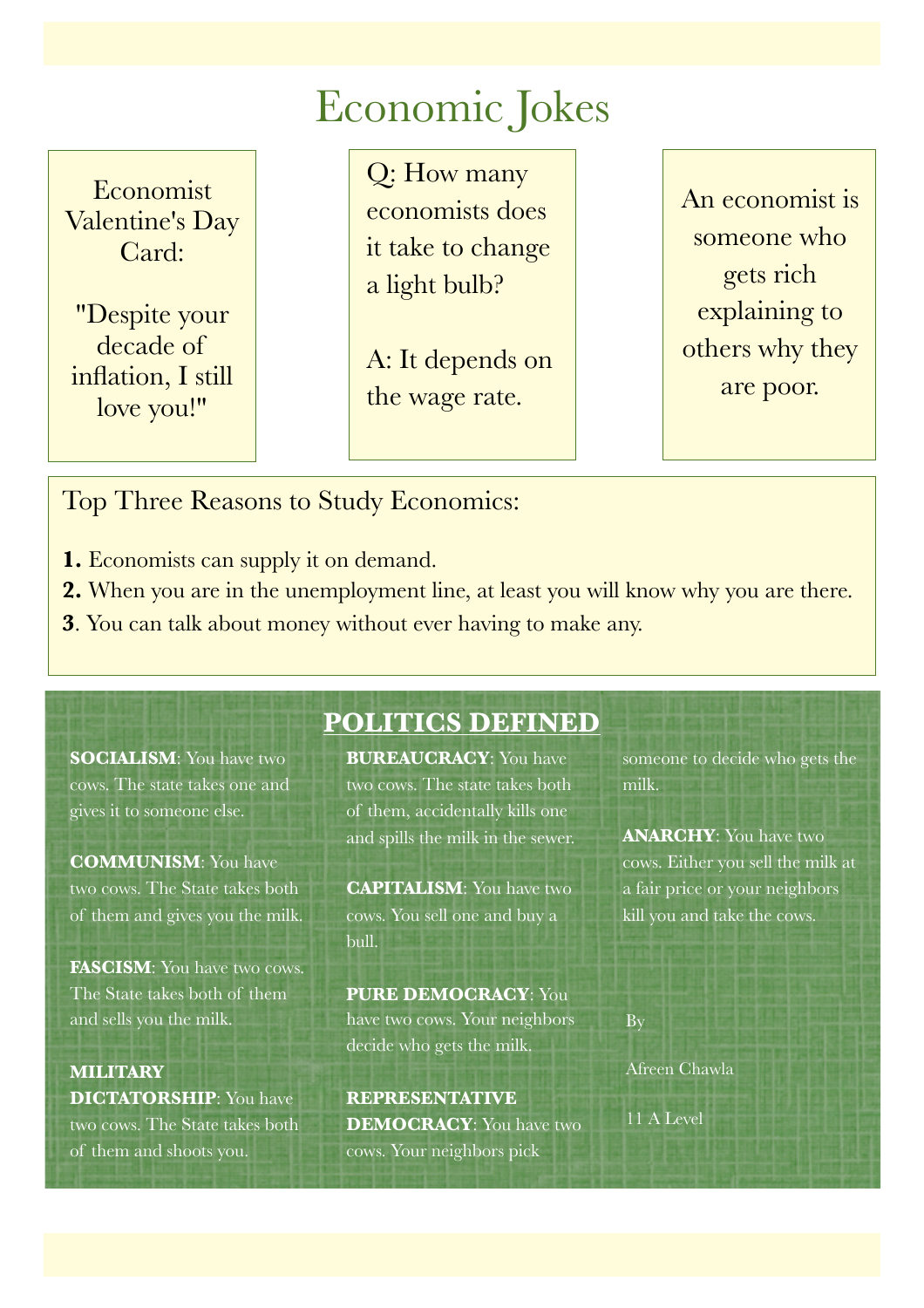# Economic Jokes

Economist Valentine's Day Card:

"Despite your decade of inflation, I still love you!"

Q: How many economists does it take to change a light bulb?

A: It depends on the wage rate.

An economist is someone who gets rich explaining to others why they are poor.

Top Three Reasons to Study Economics:

**1.** Economists can supply it on demand.
**2.** When you are in the unemployment line, at least you will know why you are there.
**3**. You can talk about money without ever having to make any.

## POLITICS DEFINED

**SOCIALISM**: You have two cows. The state takes one and gives it to someone else.

**COMMUNISM**: You have two cows. The State takes both of them and gives you the milk.

**FASCISM**: You have two cows. The State takes both of them and sells you the milk.

**MILITARY DICTATORSHIP**: You have two cows. The State takes both of them and shoots you.

**BUREAUCRACY**: You have two cows. The state takes both of them, accidentally kills one and spills the milk in the sewer.

**CAPITALISM**: You have two cows. You sell one and buy a bull.

**PURE DEMOCRACY**: You have two cows. Your neighbors decide who gets the milk.

**REPRESENTATIVE DEMOCRACY**: You have two cows. Your neighbors pick someone to decide who gets the milk.

**ANARCHY**: You have two cows. Either you sell the milk at a fair price or your neighbors kill you and take the cows.

By

Afreen Chawla

11 A Level